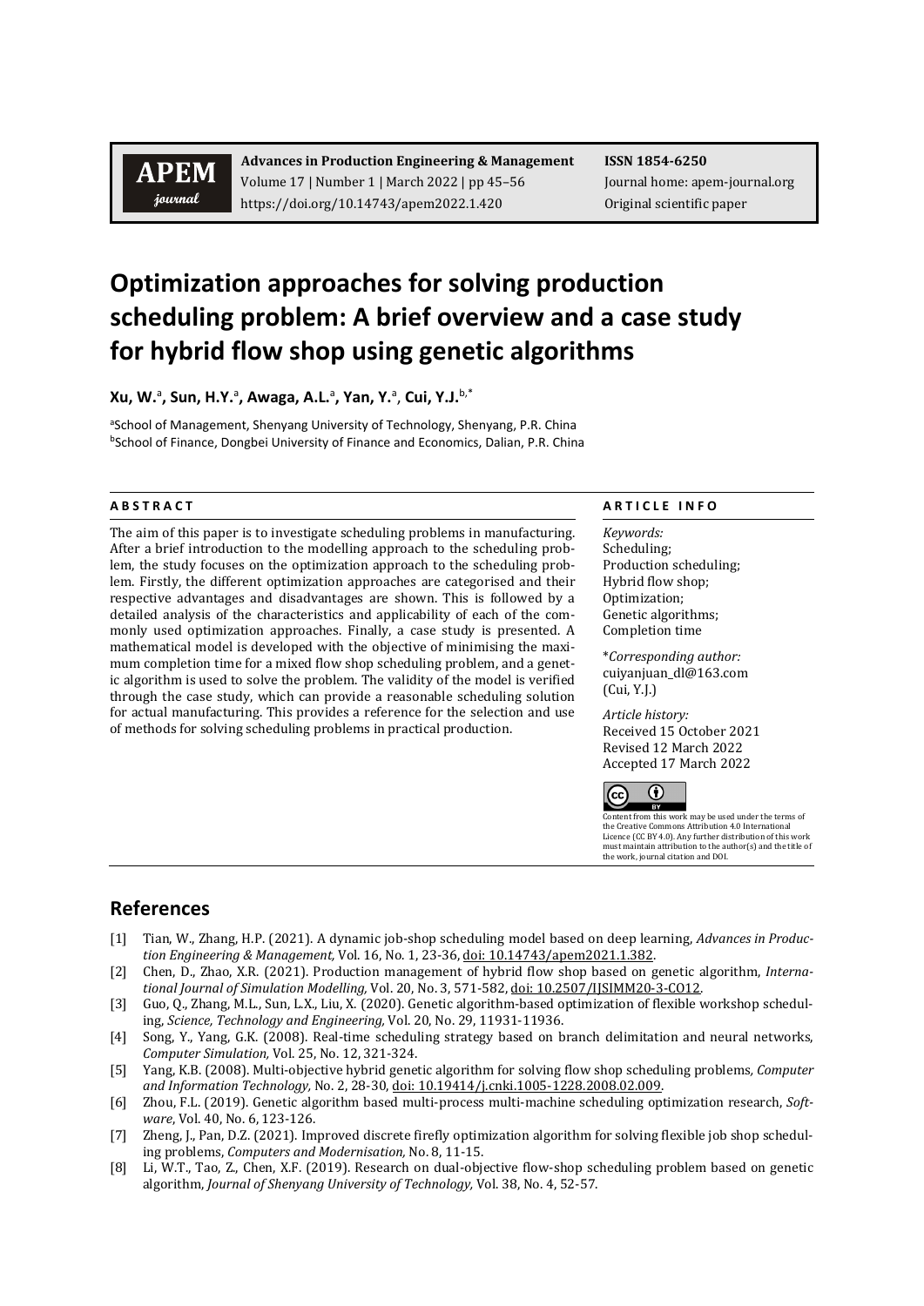**Advances in Production Engineering & Management**
Volume 17 | Number 1 | March 2022 | pp 45–56
https://doi.org/10.14743/apem2022.1.420

**ISSN 1854-6250**
Journal home: apem-journal.org
Original scientific paper

# Optimization approaches for solving production scheduling problem: A brief overview and a case study for hybrid flow shop using genetic algorithms

**Xu, W.**[a], **Sun, H.Y.**[a], **Awaga, A.L.**[a], **Yan, Y.**[a], **Cui, Y.J.**[b,*]

[a]School of Management, Shenyang University of Technology, Shenyang, P.R. China
[b]School of Finance, Dongbei University of Finance and Economics, Dalian, P.R. China

**A B S T R A C T**

The aim of this paper is to investigate scheduling problems in manufacturing. After a brief introduction to the modelling approach to the scheduling problem, the study focuses on the optimization approach to the scheduling problem. Firstly, the different optimization approaches are categorised and their respective advantages and disadvantages are shown. This is followed by a detailed analysis of the characteristics and applicability of each of the commonly used optimization approaches. Finally, a case study is presented. A mathematical model is developed with the objective of minimising the maximum completion time for a mixed flow shop scheduling problem, and a genetic algorithm is used to solve the problem. The validity of the model is verified through the case study, which can provide a reasonable scheduling solution for actual manufacturing. This provides a reference for the selection and use of methods for solving scheduling problems in practical production.

**A R T I C L E  I N F O**

*Keywords:*
Scheduling;
Production scheduling;
Hybrid flow shop;
Optimization;
Genetic algorithms;
Completion time

\**Corresponding author:*
cuiyanjuan_dl@163.com
(Cui, Y.J.)

*Article history:*
Received 15 October 2021
Revised 12 March 2022
Accepted 17 March 2022

Content from this work may be used under the terms of the Creative Commons Attribution 4.0 International Licence (CC BY 4.0). Any further distribution of this work must maintain attribution to the author(s) and the title of the work, journal citation and DOI.

## References

[1] Tian, W., Zhang, H.P. (2021). A dynamic job-shop scheduling model based on deep learning, *Advances in Production Engineering & Management,* Vol. 16, No. 1, 23-36, doi: 10.14743/apem2021.1.382.

[2] Chen, D., Zhao, X.R. (2021). Production management of hybrid flow shop based on genetic algorithm, *International Journal of Simulation Modelling,* Vol. 20, No. 3, 571-582, doi: 10.2507/IJSIMM20-3-CO12.

[3] Guo, Q., Zhang, M.L., Sun, L.X., Liu, X. (2020). Genetic algorithm-based optimization of flexible workshop scheduling, *Science, Technology and Engineering,* Vol. 20, No. 29, 11931-11936.

[4] Song, Y., Yang, G.K. (2008). Real-time scheduling strategy based on branch delimitation and neural networks, *Computer Simulation,* Vol. 25, No. 12, 321-324.

[5] Yang, K.B. (2008). Multi-objective hybrid genetic algorithm for solving flow shop scheduling problems, *Computer and Information Technology,* No. 2, 28-30, doi: 10.19414/j.cnki.1005-1228.2008.02.009.

[6] Zhou, F.L. (2019). Genetic algorithm based multi-process multi-machine scheduling optimization research, *Software*, Vol. 40, No. 6, 123-126.

[7] Zheng, J., Pan, D.Z. (2021). Improved discrete firefly optimization algorithm for solving flexible job shop scheduling problems, *Computers and Modernisation,* No. 8, 11-15.

[8] Li, W.T., Tao, Z., Chen, X.F. (2019). Research on dual-objective flow-shop scheduling problem based on genetic algorithm, *Journal of Shenyang University of Technology,* Vol. 38, No. 4, 52-57.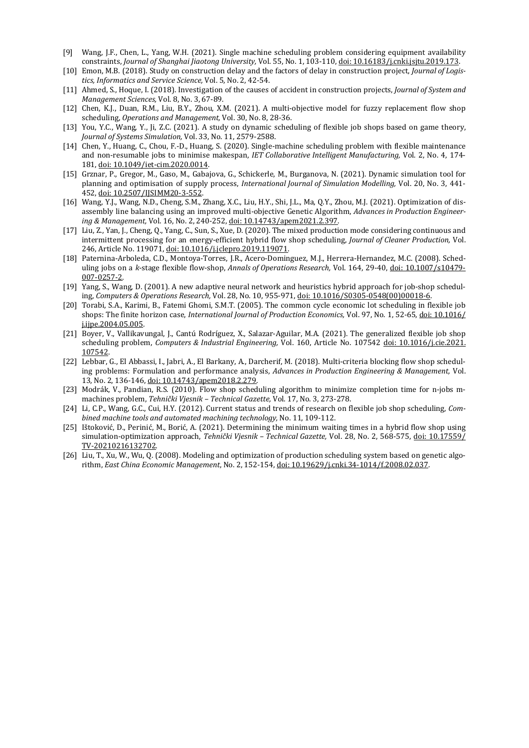[9] Wang, J.F., Chen, L., Yang, W.H. (2021). Single machine scheduling problem considering equipment availability constraints, *Journal of Shanghai Jiaotong University,* Vol. 55, No. 1, 103-110, doi: 10.16183/j.cnki.jsjtu.2019.173.

[10] Emon, M.B. (2018). Study on construction delay and the factors of delay in construction project, *Journal of Logistics, Informatics and Service Science,* Vol. 5, No. 2, 42-54.

[11] Ahmed, S., Hoque, I. (2018). Investigation of the causes of accident in construction projects, *Journal of System and Management Sciences,* Vol. 8, No. 3, 67-89.

[12] Chen, K.J., Duan, R.M., Liu, B.Y., Zhou, X.M. (2021). A multi-objective model for fuzzy replacement flow shop scheduling, *Operations and Management,* Vol. 30, No. 8, 28-36.

[13] You, Y.C., Wang, Y., Ji, Z.C. (2021). A study on dynamic scheduling of flexible job shops based on game theory, *Journal of Systems Simulation,* Vol. 33, No. 11, 2579-2588.

[14] Chen, Y., Huang, C., Chou, F.-D., Huang, S. (2020). Single-machine scheduling problem with flexible maintenance and non-resumable jobs to minimise makespan, *IET Collaborative Intelligent Manufacturing,* Vol. 2, No. 4, 174-181, doi: 10.1049/iet-cim.2020.0014.

[15] Grznar, P., Gregor, M., Gaso, M., Gabajova, G., Schickerle, M., Burganova, N. (2021). Dynamic simulation tool for planning and optimisation of supply process, *International Journal of Simulation Modelling,* Vol. 20, No. 3, 441-452, doi: 10.2507/IJSIMM20-3-552.

[16] Wang, Y.J., Wang, N.D., Cheng, S.M., Zhang, X.C., Liu, H.Y., Shi, J.L., Ma, Q.Y., Zhou, M.J. (2021). Optimization of disassembly line balancing using an improved multi-objective Genetic Algorithm, *Advances in Production Engineering & Management,* Vol. 16, No. 2, 240-252, doi: 10.14743/apem2021.2.397.

[17] Liu, Z., Yan, J., Cheng, Q., Yang, C., Sun, S., Xue, D. (2020). The mixed production mode considering continuous and intermittent processing for an energy-efficient hybrid flow shop scheduling, *Journal of Cleaner Production,* Vol. 246, Article No. 119071, doi: 10.1016/j.jclepro.2019.119071.

[18] Paternina-Arboleda, C.D., Montoya-Torres, J.R., Acero-Dominguez, M.J., Herrera-Hernandez, M.C. (2008). Scheduling jobs on a *k*-stage flexible flow-shop, *Annals of Operations Research,* Vol. 164, 29-40, doi: 10.1007/s10479-007-0257-2.

[19] Yang, S., Wang, D. (2001). A new adaptive neural network and heuristics hybrid approach for job-shop scheduling, *Computers & Operations Research,* Vol. 28, No. 10, 955-971, doi: 10.1016/S0305-0548(00)00018-6.

[20] Torabi, S.A., Karimi, B., Fatemi Ghomi, S.M.T. (2005). The common cycle economic lot scheduling in flexible job shops: The finite horizon case, *International Journal of Production Economics,* Vol. 97, No. 1, 52-65, doi: 10.1016/j.ijpe.2004.05.005.

[21] Boyer, V., Vallikavungal, J., Cantú Rodríguez, X., Salazar-Aguilar, M.A. (2021). The generalized flexible job shop scheduling problem, *Computers & Industrial Engineering,* Vol. 160, Article No. 107542 doi: 10.1016/j.cie.2021.107542.

[22] Lebbar, G., El Abbassi, I., Jabri, A., El Barkany, A., Darcherif, M. (2018). Multi-criteria blocking flow shop scheduling problems: Formulation and performance analysis, *Advances in Production Engineering & Management,* Vol. 13, No. 2, 136-146, doi: 10.14743/apem2018.2.279.

[23] Modrák, V., Pandian, R.S. (2010). Flow shop scheduling algorithm to minimize completion time for n-jobs m-machines problem, *Tehnički Vjesnik – Technical Gazette,* Vol. 17, No. 3, 273-278.

[24] Li, C.P., Wang, G.C., Cui, H.Y. (2012). Current status and trends of research on flexible job shop scheduling, *Combined machine tools and automated machining technology,* No. 11, 109-112.

[25] Ištoković, D., Perinić, M., Borić, A. (2021). Determining the minimum waiting times in a hybrid flow shop using simulation-optimization approach, *Tehnički Vjesnik – Technical Gazette,* Vol. 28, No. 2, 568-575, doi: 10.17559/TV-20210216132702.

[26] Liu, T., Xu, W., Wu, Q. (2008). Modeling and optimization of production scheduling system based on genetic algorithm, *East China Economic Management*, No. 2, 152-154, doi: 10.19629/j.cnki.34-1014/f.2008.02.037.